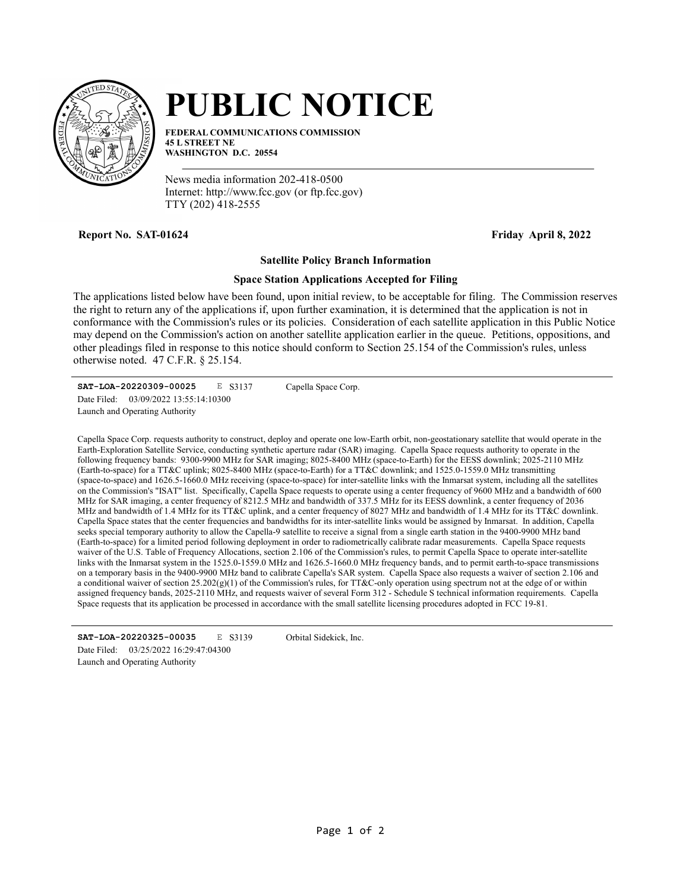# PUBLIC NOTICE

**FEDERAL COMMUNICATIONS COMMISSION**
**45 L STREET NE**
**WASHINGTON D.C. 20554**

News media information 202-418-0500
Internet: http://www.fcc.gov (or ftp.fcc.gov)
TTY (202) 418-2555

**Report No. SAT-01624** **Friday April 8, 2022**

### Satellite Policy Branch Information

### Space Station Applications Accepted for Filing

The applications listed below have been found, upon initial review, to be acceptable for filing. The Commission reserves the right to return any of the applications if, upon further examination, it is determined that the application is not in conformance with the Commission's rules or its policies. Consideration of each satellite application in this Public Notice may depend on the Commission's action on another satellite application earlier in the queue. Petitions, oppositions, and other pleadings filed in response to this notice should conform to Section 25.154 of the Commission's rules, unless otherwise noted. 47 C.F.R. § 25.154.

---

**SAT-LOA-20220309-00025** E S3137 Capella Space Corp.
Date Filed: 03/09/2022 13:55:14:10300
Launch and Operating Authority

Capella Space Corp. requests authority to construct, deploy and operate one low-Earth orbit, non-geostationary satellite that would operate in the Earth-Exploration Satellite Service, conducting synthetic aperture radar (SAR) imaging. Capella Space requests authority to operate in the following frequency bands: 9300-9900 MHz for SAR imaging; 8025-8400 MHz (space-to-Earth) for the EESS downlink; 2025-2110 MHz (Earth-to-space) for a TT&C uplink; 8025-8400 MHz (space-to-Earth) for a TT&C downlink; and 1525.0-1559.0 MHz transmitting (space-to-space) and 1626.5-1660.0 MHz receiving (space-to-space) for inter-satellite links with the Inmarsat system, including all the satellites on the Commission's "ISAT" list. Specifically, Capella Space requests to operate using a center frequency of 9600 MHz and a bandwidth of 600 MHz for SAR imaging, a center frequency of 8212.5 MHz and bandwidth of 337.5 MHz for its EESS downlink, a center frequency of 2036 MHz and bandwidth of 1.4 MHz for its TT&C uplink, and a center frequency of 8027 MHz and bandwidth of 1.4 MHz for its TT&C downlink. Capella Space states that the center frequencies and bandwidths for its inter-satellite links would be assigned by Inmarsat. In addition, Capella seeks special temporary authority to allow the Capella-9 satellite to receive a signal from a single earth station in the 9400-9900 MHz band (Earth-to-space) for a limited period following deployment in order to radiometrically calibrate radar measurements. Capella Space requests waiver of the U.S. Table of Frequency Allocations, section 2.106 of the Commission's rules, to permit Capella Space to operate inter-satellite links with the Inmarsat system in the 1525.0-1559.0 MHz and 1626.5-1660.0 MHz frequency bands, and to permit earth-to-space transmissions on a temporary basis in the 9400-9900 MHz band to calibrate Capella's SAR system. Capella Space also requests a waiver of section 2.106 and a conditional waiver of section 25.202(g)(1) of the Commission's rules, for TT&C-only operation using spectrum not at the edge of or within assigned frequency bands, 2025-2110 MHz, and requests waiver of several Form 312 - Schedule S technical information requirements. Capella Space requests that its application be processed in accordance with the small satellite licensing procedures adopted in FCC 19-81.

---

**SAT-LOA-20220325-00035** E S3139 Orbital Sidekick, Inc.
Date Filed: 03/25/2022 16:29:47:04300
Launch and Operating Authority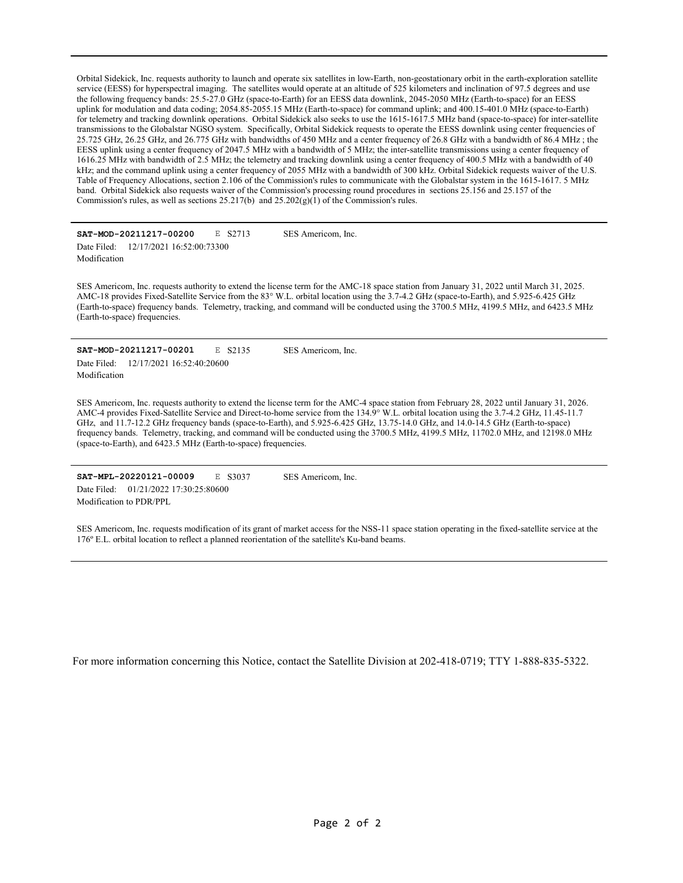Orbital Sidekick, Inc. requests authority to launch and operate six satellites in low-Earth, non-geostationary orbit in the earth-exploration satellite service (EESS) for hyperspectral imaging. The satellites would operate at an altitude of 525 kilometers and inclination of 97.5 degrees and use the following frequency bands: 25.5-27.0 GHz (space-to-Earth) for an EESS data downlink, 2045-2050 MHz (Earth-to-space) for an EESS uplink for modulation and data coding; 2054.85-2055.15 MHz (Earth-to-space) for command uplink; and 400.15-401.0 MHz (space-to-Earth) for telemetry and tracking downlink operations. Orbital Sidekick also seeks to use the 1615-1617.5 MHz band (space-to-space) for inter-satellite transmissions to the Globalstar NGSO system. Specifically, Orbital Sidekick requests to operate the EESS downlink using center frequencies of 25.725 GHz, 26.25 GHz, and 26.775 GHz with bandwidths of 450 MHz and a center frequency of 26.8 GHz with a bandwidth of 86.4 MHz ; the EESS uplink using a center frequency of 2047.5 MHz with a bandwidth of 5 MHz; the inter-satellite transmissions using a center frequency of 1616.25 MHz with bandwidth of 2.5 MHz; the telemetry and tracking downlink using a center frequency of 400.5 MHz with a bandwidth of 40 kHz; and the command uplink using a center frequency of 2055 MHz with a bandwidth of 300 kHz. Orbital Sidekick requests waiver of the U.S. Table of Frequency Allocations, section 2.106 of the Commission's rules to communicate with the Globalstar system in the 1615-1617. 5 MHz band. Orbital Sidekick also requests waiver of the Commission's processing round procedures in sections 25.156 and 25.157 of the Commission's rules, as well as sections 25.217(b) and 25.202(g)(1) of the Commission's rules.

---

**SAT-MOD-20211217-00200** E S2713 SES Americom, Inc.

Date Filed: 12/17/2021 16:52:00:73300

Modification

SES Americom, Inc. requests authority to extend the license term for the AMC-18 space station from January 31, 2022 until March 31, 2025. AMC-18 provides Fixed-Satellite Service from the 83° W.L. orbital location using the 3.7-4.2 GHz (space-to-Earth), and 5.925-6.425 GHz (Earth-to-space) frequency bands. Telemetry, tracking, and command will be conducted using the 3700.5 MHz, 4199.5 MHz, and 6423.5 MHz (Earth-to-space) frequencies.

---

**SAT-MOD-20211217-00201** E S2135 SES Americom, Inc.

Date Filed: 12/17/2021 16:52:40:20600

Modification

SES Americom, Inc. requests authority to extend the license term for the AMC-4 space station from February 28, 2022 until January 31, 2026. AMC-4 provides Fixed-Satellite Service and Direct-to-home service from the 134.9° W.L. orbital location using the 3.7-4.2 GHz, 11.45-11.7 GHz, and 11.7-12.2 GHz frequency bands (space-to-Earth), and 5.925-6.425 GHz, 13.75-14.0 GHz, and 14.0-14.5 GHz (Earth-to-space) frequency bands. Telemetry, tracking, and command will be conducted using the 3700.5 MHz, 4199.5 MHz, 11702.0 MHz, and 12198.0 MHz (space-to-Earth), and 6423.5 MHz (Earth-to-space) frequencies.

---

**SAT-MPL-20220121-00009** E S3037 SES Americom, Inc.

Date Filed: 01/21/2022 17:30:25:80600

Modification to PDR/PPL

SES Americom, Inc. requests modification of its grant of market access for the NSS-11 space station operating in the fixed-satellite service at the 176º E.L. orbital location to reflect a planned reorientation of the satellite's Ku-band beams.

---

For more information concerning this Notice, contact the Satellite Division at 202-418-0719; TTY 1-888-835-5322.